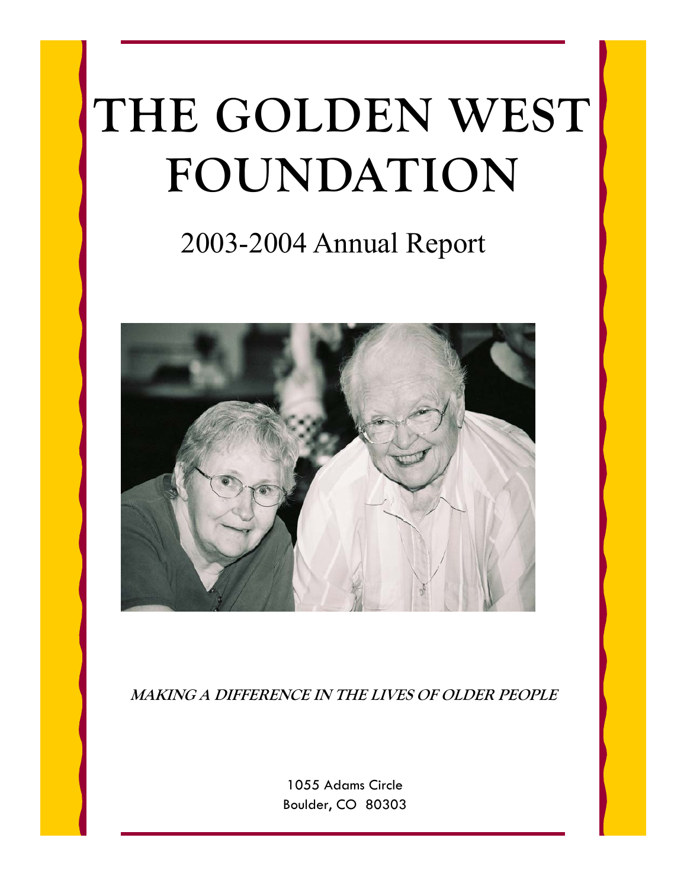# THE GOLDEN WEST FOUNDATION

## 2003-2004 Annual Report

***MAKING A DIFFERENCE IN THE LIVES OF OLDER PEOPLE***

1055 Adams Circle
Boulder, CO 80303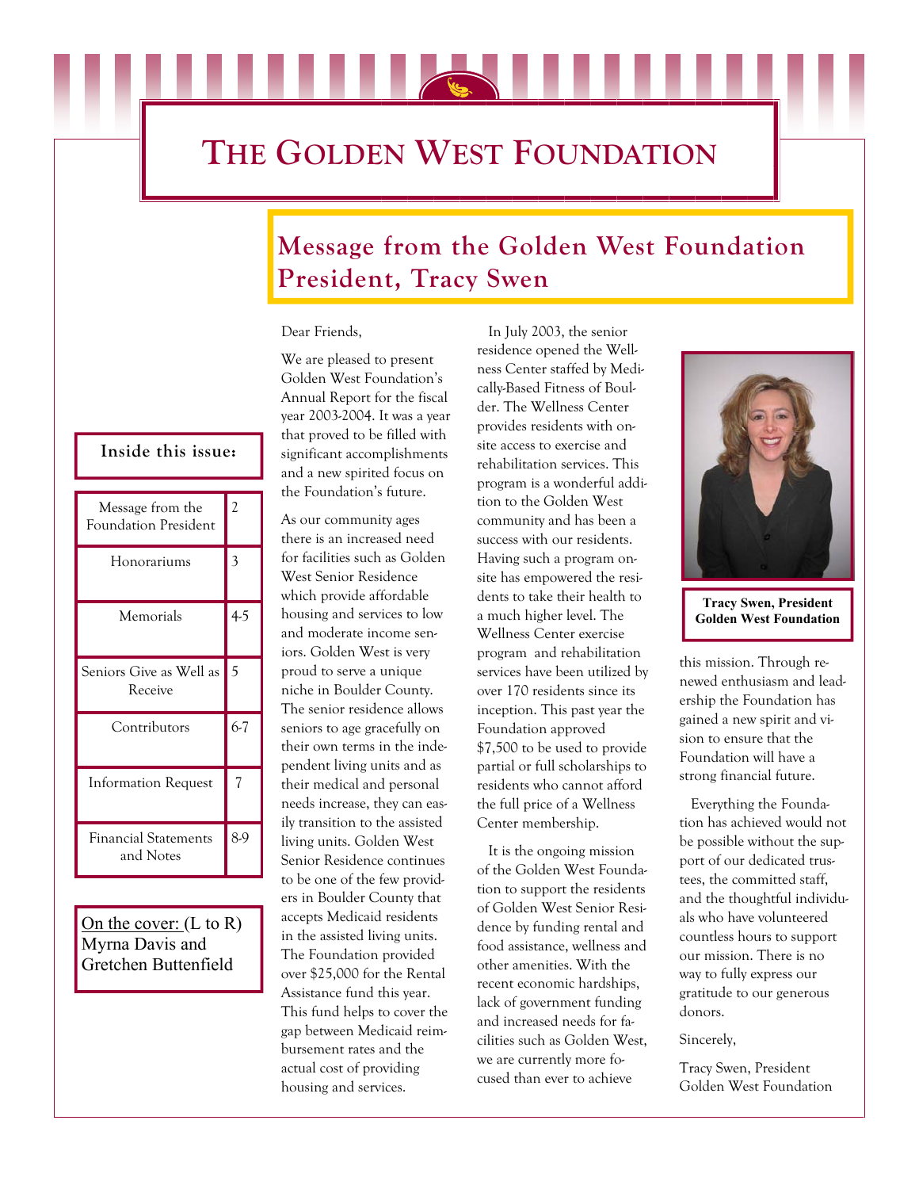# THE GOLDEN WEST FOUNDATION

## Message from the Golden West Foundation President, Tracy Swen

**Inside this issue:**

| Section | Page |
|---|---|
| Message from the Foundation President | 2 |
| Honorariums | 3 |
| Memorials | 4-5 |
| Seniors Give as Well as Receive | 5 |
| Contributors | 6-7 |
| Information Request | 7 |
| Financial Statements and Notes | 8-9 |

On the cover: (L to R) Myrna Davis and Gretchen Buttenfield

Dear Friends,

We are pleased to present Golden West Foundation's Annual Report for the fiscal year 2003-2004. It was a year that proved to be filled with significant accomplishments and a new spirited focus on the Foundation's future.

As our community ages there is an increased need for facilities such as Golden West Senior Residence which provide affordable housing and services to low and moderate income seniors. Golden West is very proud to serve a unique niche in Boulder County. The senior residence allows seniors to age gracefully on their own terms in the independent living units and as their medical and personal needs increase, they can easily transition to the assisted living units. Golden West Senior Residence continues to be one of the few providers in Boulder County that accepts Medicaid residents in the assisted living units. The Foundation provided over $25,000 for the Rental Assistance fund this year. This fund helps to cover the gap between Medicaid reimbursement rates and the actual cost of providing housing and services.

In July 2003, the senior residence opened the Wellness Center staffed by Medically-Based Fitness of Boulder. The Wellness Center provides residents with on-site access to exercise and rehabilitation services. This program is a wonderful addition to the Golden West community and has been a success with our residents. Having such a program on-site has empowered the residents to take their health to a much higher level. The Wellness Center exercise program and rehabilitation services have been utilized by over 170 residents since its inception. This past year the Foundation approved $7,500 to be used to provide partial or full scholarships to residents who cannot afford the full price of a Wellness Center membership.

It is the ongoing mission of the Golden West Foundation to support the residents of Golden West Senior Residence by funding rental and food assistance, wellness and other amenities. With the recent economic hardships, lack of government funding and increased needs for facilities such as Golden West, we are currently more focused than ever to achieve this mission. Through renewed enthusiasm and leadership the Foundation has gained a new spirit and vision to ensure that the Foundation will have a strong financial future.

**Tracy Swen, President Golden West Foundation**

Everything the Foundation has achieved would not be possible without the support of our dedicated trustees, the committed staff, and the thoughtful individuals who have volunteered countless hours to support our mission. There is no way to fully express our gratitude to our generous donors.

Sincerely,

Tracy Swen, President
Golden West Foundation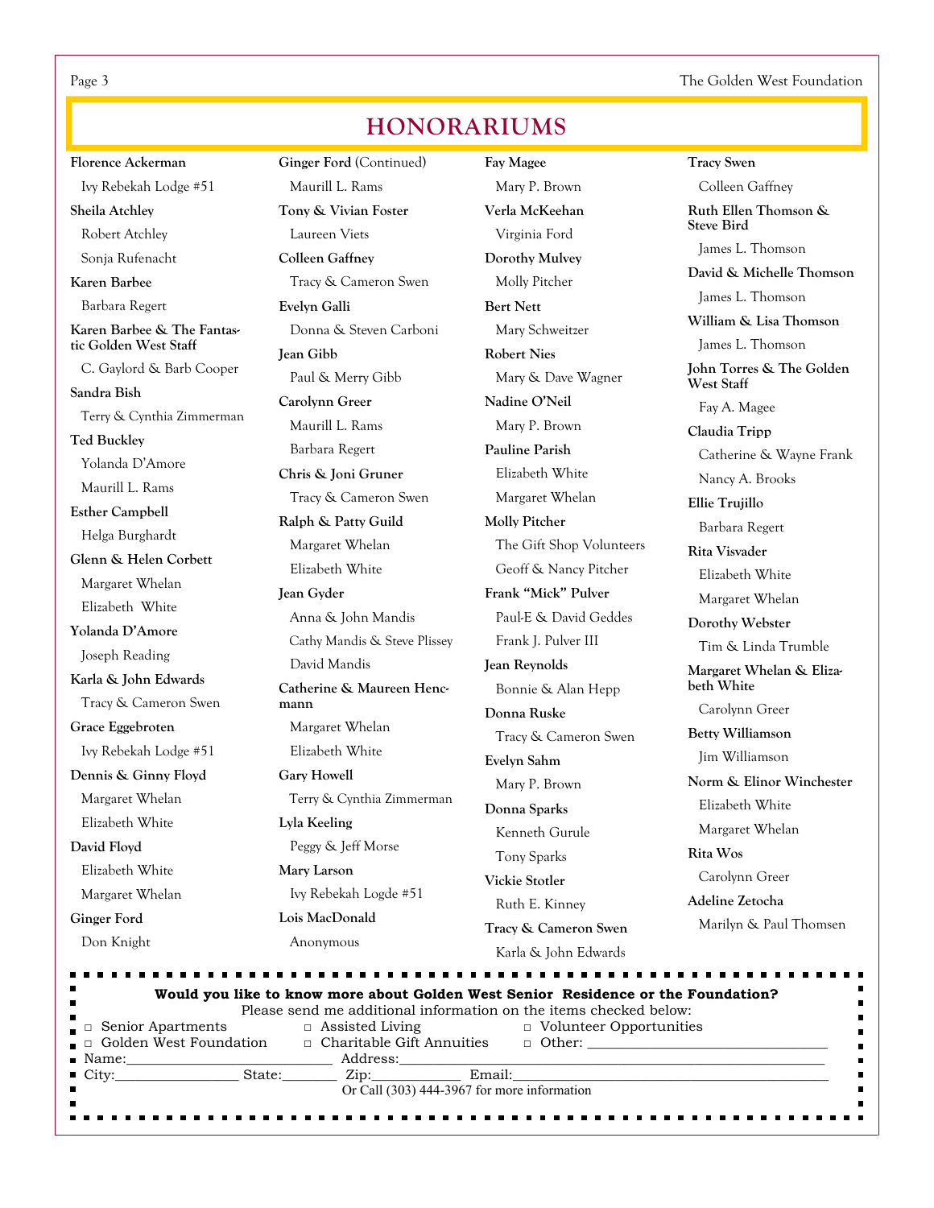# HONORARIUMS

**Florence Ackerman**
Ivy Rebekah Lodge #51

**Sheila Atchley**
Robert Atchley
Sonja Rufenacht

**Karen Barbee**
Barbara Regert

**Karen Barbee & The Fantastic Golden West Staff**
C. Gaylord & Barb Cooper

**Sandra Bish**
Terry & Cynthia Zimmerman

**Ted Buckley**
Yolanda D'Amore
Maurill L. Rams

**Esther Campbell**
Helga Burghardt

**Glenn & Helen Corbett**
Margaret Whelan
Elizabeth White

**Yolanda D'Amore**
Joseph Reading

**Karla & John Edwards**
Tracy & Cameron Swen

**Grace Eggebroten**
Ivy Rebekah Lodge #51

**Dennis & Ginny Floyd**
Margaret Whelan
Elizabeth White

**David Floyd**
Elizabeth White
Margaret Whelan

**Ginger Ford**
Don Knight

**Ginger Ford** (Continued)
Maurill L. Rams

**Tony & Vivian Foster**
Laureen Viets

**Colleen Gaffney**
Tracy & Cameron Swen

**Evelyn Galli**
Donna & Steven Carboni

**Jean Gibb**
Paul & Merry Gibb

**Carolynn Greer**
Maurill L. Rams
Barbara Regert

**Chris & Joni Gruner**
Tracy & Cameron Swen

**Ralph & Patty Guild**
Margaret Whelan
Elizabeth White

**Jean Gyder**
Anna & John Mandis
Cathy Mandis & Steve Plissey
David Mandis

**Catherine & Maureen Hencmann**
Margaret Whelan
Elizabeth White

**Gary Howell**
Terry & Cynthia Zimmerman

**Lyla Keeling**
Peggy & Jeff Morse

**Mary Larson**
Ivy Rebekah Logde #51

**Lois MacDonald**
Anonymous

**Fay Magee**
Mary P. Brown

**Verla McKeehan**
Virginia Ford

**Dorothy Mulvey**
Molly Pitcher

**Bert Nett**
Mary Schweitzer

**Robert Nies**
Mary & Dave Wagner

**Nadine O'Neil**
Mary P. Brown

**Pauline Parish**
Elizabeth White
Margaret Whelan

**Molly Pitcher**
The Gift Shop Volunteers
Geoff & Nancy Pitcher

**Frank "Mick" Pulver**
Paul-E & David Geddes
Frank J. Pulver III

**Jean Reynolds**
Bonnie & Alan Hepp

**Donna Ruske**
Tracy & Cameron Swen

**Evelyn Sahm**
Mary P. Brown

**Donna Sparks**
Kenneth Gurule
Tony Sparks

**Vickie Stotler**
Ruth E. Kinney

**Tracy & Cameron Swen**
Karla & John Edwards

**Tracy Swen**
Colleen Gaffney

**Ruth Ellen Thomson & Steve Bird**
James L. Thomson

**David & Michelle Thomson**
James L. Thomson

**William & Lisa Thomson**
James L. Thomson

**John Torres & The Golden West Staff**
Fay A. Magee

**Claudia Tripp**
Catherine & Wayne Frank
Nancy A. Brooks

**Ellie Trujillo**
Barbara Regert

**Rita Visvader**
Elizabeth White
Margaret Whelan

**Dorothy Webster**
Tim & Linda Trumble

**Margaret Whelan & Elizabeth White**
Carolynn Greer

**Betty Williamson**
Jim Williamson

**Norm & Elinor Winchester**
Elizabeth White
Margaret Whelan

**Rita Wos**
Carolynn Greer

**Adeline Zetocha**
Marilyn & Paul Thomsen

---

**Would you like to know more about Golden West Senior Residence or the Foundation?**

Please send me additional information on the items checked below:

- □ Senior Apartments
- □ Assisted Living
- □ Volunteer Opportunities
- □ Golden West Foundation
- □ Charitable Gift Annuities
- □ Other: ________________________________

Name:___________________________ Address:______________________________________________

City:_________________ State:________ Zip:____________ Email:_____________________________________________

Or Call (303) 444-3967 for more information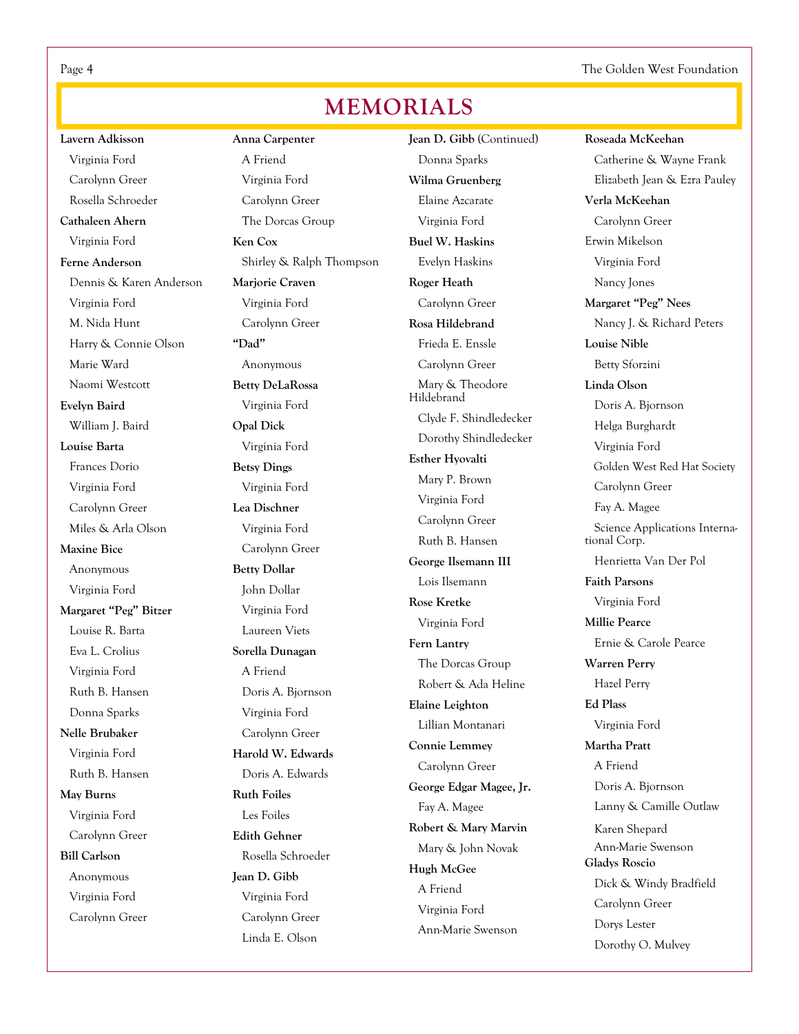# MEMORIALS

**Lavern Adkisson**
Virginia Ford
Carolynn Greer
Rosella Schroeder

**Cathaleen Ahern**
Virginia Ford

**Ferne Anderson**
Dennis & Karen Anderson
Virginia Ford
M. Nida Hunt
Harry & Connie Olson
Marie Ward
Naomi Westcott

**Evelyn Baird**
William J. Baird

**Louise Barta**
Frances Dorio
Virginia Ford
Carolynn Greer
Miles & Arla Olson

**Maxine Bice**
Anonymous
Virginia Ford

**Margaret "Peg" Bitzer**
Louise R. Barta
Eva L. Crolius
Virginia Ford
Ruth B. Hansen
Donna Sparks

**Nelle Brubaker**
Virginia Ford
Ruth B. Hansen

**May Burns**
Virginia Ford
Carolynn Greer

**Bill Carlson**
Anonymous
Virginia Ford
Carolynn Greer

**Anna Carpenter**
A Friend
Virginia Ford
Carolynn Greer
The Dorcas Group

**Ken Cox**
Shirley & Ralph Thompson

**Marjorie Craven**
Virginia Ford
Carolynn Greer

**"Dad"**
Anonymous

**Betty DeLaRossa**
Virginia Ford

**Opal Dick**
Virginia Ford

**Betsy Dings**
Virginia Ford

**Lea Dischner**
Virginia Ford
Carolynn Greer

**Betty Dollar**
John Dollar
Virginia Ford
Laureen Viets

**Sorella Dunagan**
A Friend
Doris A. Bjornson
Virginia Ford
Carolynn Greer

**Harold W. Edwards**
Doris A. Edwards

**Ruth Foiles**
Les Foiles

**Edith Gehner**
Rosella Schroeder

**Jean D. Gibb**
Virginia Ford
Carolynn Greer
Linda E. Olson
Donna Sparks

**Wilma Gruenberg**
Elaine Azcarate
Virginia Ford

**Buel W. Haskins**
Evelyn Haskins

**Roger Heath**
Carolynn Greer

**Rosa Hildebrand**
Frieda E. Enssle
Carolynn Greer
Mary & Theodore Hildebrand
Clyde F. Shindledecker
Dorothy Shindledecker

**Esther Hyovalti**
Mary P. Brown
Virginia Ford
Carolynn Greer
Ruth B. Hansen

**George Ilsemann III**
Lois Ilsemann

**Rose Kretke**
Virginia Ford

**Fern Lantry**
The Dorcas Group
Robert & Ada Heline

**Elaine Leighton**
Lillian Montanari

**Connie Lemmey**
Carolynn Greer

**George Edgar Magee, Jr.**
Fay A. Magee

**Robert & Mary Marvin**
Mary & John Novak

**Hugh McGee**
A Friend
Virginia Ford
Ann-Marie Swenson

**Roseada McKeehan**
Catherine & Wayne Frank
Elizabeth Jean & Ezra Pauley

**Verla McKeehan**
Carolynn Greer

Erwin Mikelson
Virginia Ford
Nancy Jones

**Margaret "Peg" Nees**
Nancy J. & Richard Peters

**Louise Nible**
Betty Sforzini

**Linda Olson**
Doris A. Bjornson
Helga Burghardt
Virginia Ford
Golden West Red Hat Society
Carolynn Greer
Fay A. Magee
Science Applications International Corp.
Henrietta Van Der Pol

**Faith Parsons**
Virginia Ford

**Millie Pearce**
Ernie & Carole Pearce

**Warren Perry**
Hazel Perry

**Ed Plass**
Virginia Ford

**Martha Pratt**
A Friend
Doris A. Bjornson
Lanny & Camille Outlaw
Karen Shepard
Ann-Marie Swenson

**Gladys Roscio**
Dick & Windy Bradfield
Carolynn Greer
Dorys Lester
Dorothy O. Mulvey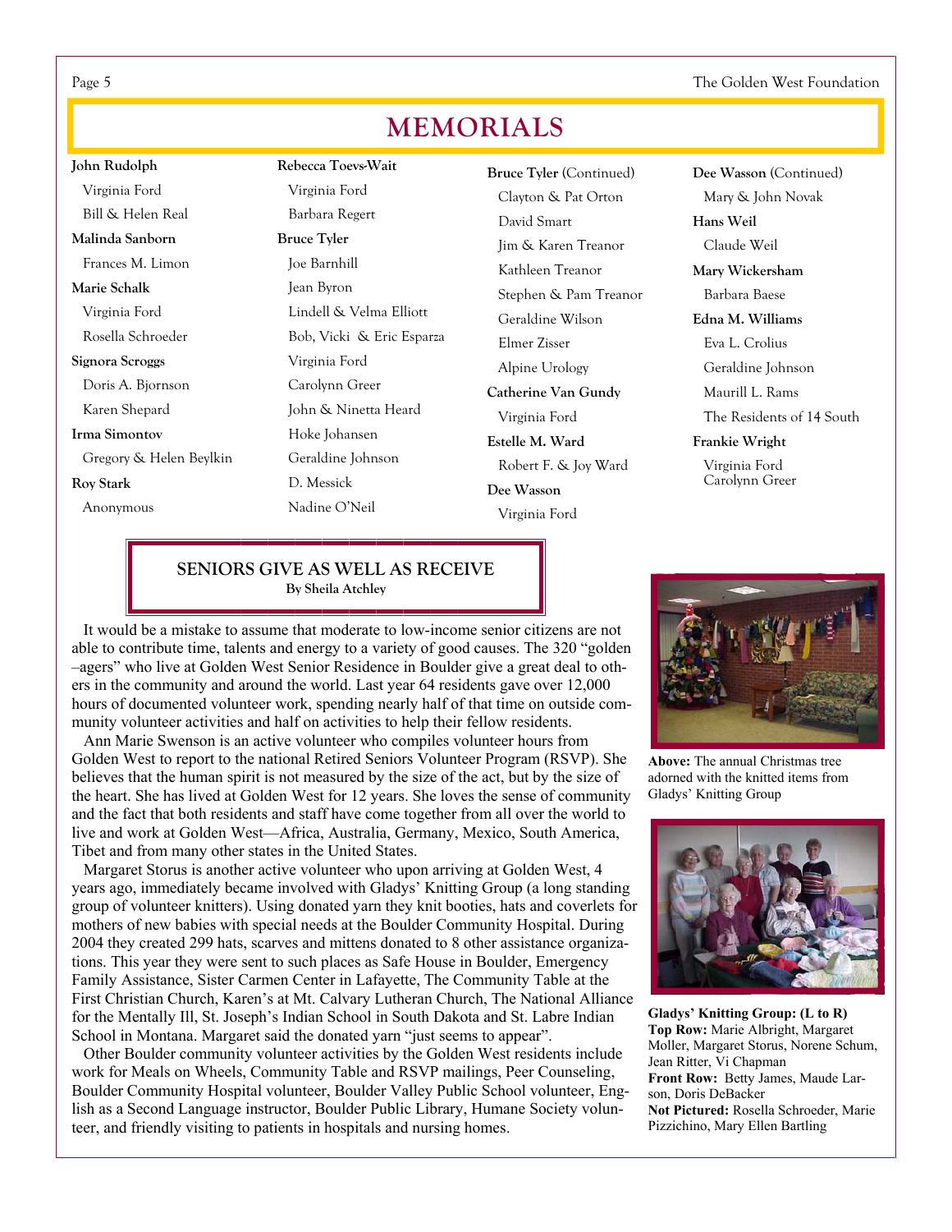# MEMORIALS

**John Rudolph**
Virginia Ford
Bill & Helen Real

**Malinda Sanborn**
Frances M. Limon

**Marie Schalk**
Virginia Ford
Rosella Schroeder

**Signora Scroggs**
Doris A. Bjornson
Karen Shepard

**Irma Simontov**
Gregory & Helen Beylkin

**Roy Stark**
Anonymous

**Rebecca Toevs-Wait**
Virginia Ford
Barbara Regert

**Bruce Tyler**
Joe Barnhill
Jean Byron
Lindell & Velma Elliott
Bob, Vicki & Eric Esparza
Virginia Ford
Carolynn Greer
John & Ninetta Heard
Hoke Johansen
Geraldine Johnson
D. Messick
Nadine O'Neil

**Bruce Tyler** (Continued)
Clayton & Pat Orton
David Smart
Jim & Karen Treanor
Kathleen Treanor
Stephen & Pam Treanor
Geraldine Wilson
Elmer Zisser
Alpine Urology

**Catherine Van Gundy**
Virginia Ford

**Estelle M. Ward**
Robert F. & Joy Ward

**Dee Wasson**
Virginia Ford

**Dee Wasson** (Continued)
Mary & John Novak

**Hans Weil**
Claude Weil

**Mary Wickersham**
Barbara Baese

**Edna M. Williams**
Eva L. Crolius
Geraldine Johnson
Maurill L. Rams
The Residents of 14 South

**Frankie Wright**
Virginia Ford
Carolynn Greer

## SENIORS GIVE AS WELL AS RECEIVE

**By Sheila Atchley**

It would be a mistake to assume that moderate to low-income senior citizens are not able to contribute time, talents and energy to a variety of good causes. The 320 "golden –agers" who live at Golden West Senior Residence in Boulder give a great deal to others in the community and around the world. Last year 64 residents gave over 12,000 hours of documented volunteer work, spending nearly half of that time on outside community volunteer activities and half on activities to help their fellow residents.

Ann Marie Swenson is an active volunteer who compiles volunteer hours from Golden West to report to the national Retired Seniors Volunteer Program (RSVP). She believes that the human spirit is not measured by the size of the act, but by the size of the heart. She has lived at Golden West for 12 years. She loves the sense of community and the fact that both residents and staff have come together from all over the world to live and work at Golden West—Africa, Australia, Germany, Mexico, South America, Tibet and from many other states in the United States.

Margaret Storus is another active volunteer who upon arriving at Golden West, 4 years ago, immediately became involved with Gladys' Knitting Group (a long standing group of volunteer knitters). Using donated yarn they knit booties, hats and coverlets for mothers of new babies with special needs at the Boulder Community Hospital. During 2004 they created 299 hats, scarves and mittens donated to 8 other assistance organizations. This year they were sent to such places as Safe House in Boulder, Emergency Family Assistance, Sister Carmen Center in Lafayette, The Community Table at the First Christian Church, Karen's at Mt. Calvary Lutheran Church, The National Alliance for the Mentally Ill, St. Joseph's Indian School in South Dakota and St. Labre Indian School in Montana. Margaret said the donated yarn "just seems to appear".

Other Boulder community volunteer activities by the Golden West residents include work for Meals on Wheels, Community Table and RSVP mailings, Peer Counseling, Boulder Community Hospital volunteer, Boulder Valley Public School volunteer, English as a Second Language instructor, Boulder Public Library, Humane Society volunteer, and friendly visiting to patients in hospitals and nursing homes.

**Above:** The annual Christmas tree adorned with the knitted items from Gladys' Knitting Group

**Gladys' Knitting Group: (L to R)**
**Top Row:** Marie Albright, Margaret Moller, Margaret Storus, Norene Schum, Jean Ritter, Vi Chapman
**Front Row:** Betty James, Maude Larson, Doris DeBacker
**Not Pictured:** Rosella Schroeder, Marie Pizzichino, Mary Ellen Bartling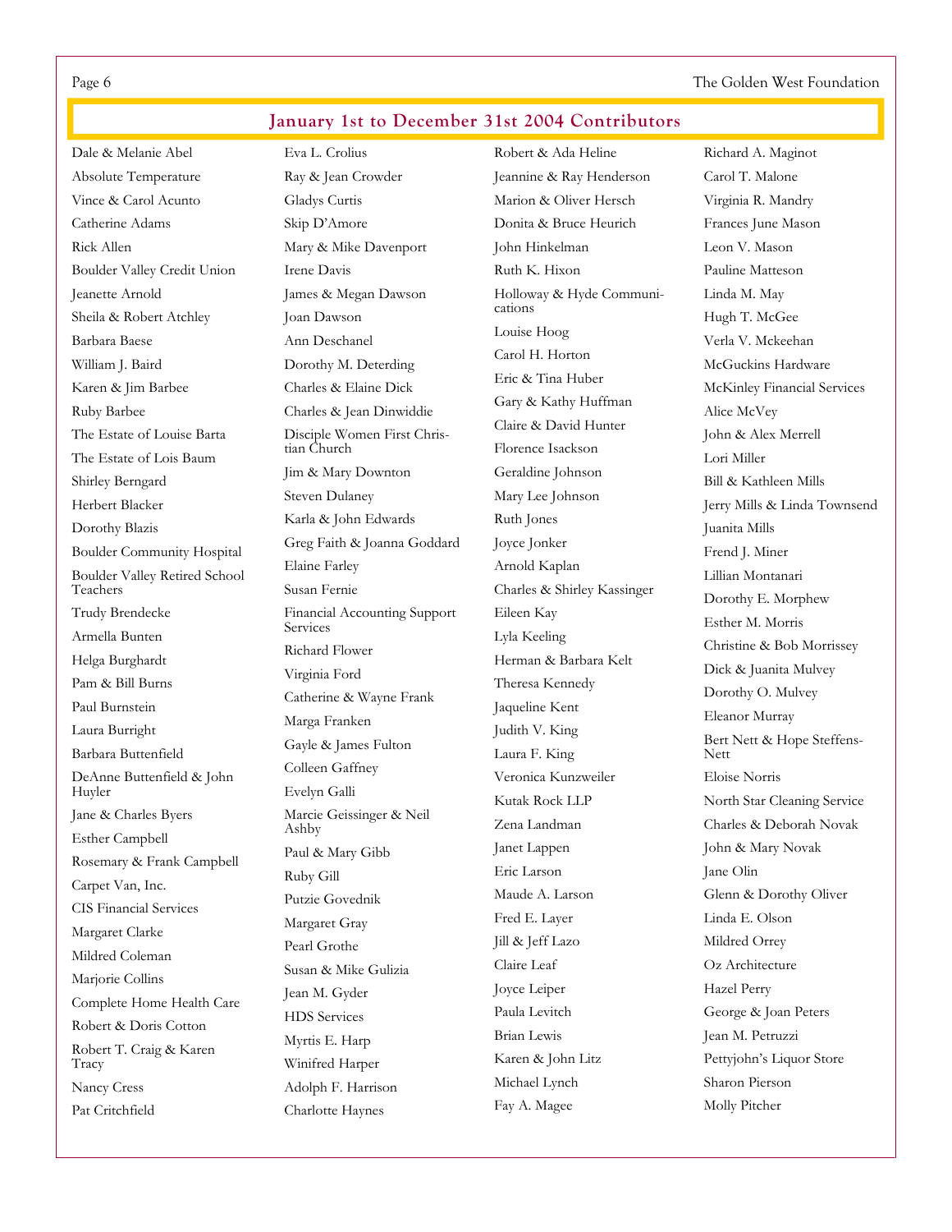## January 1st to December 31st 2004 Contributors

Dale & Melanie Abel
Absolute Temperature
Vince & Carol Acunto
Catherine Adams
Rick Allen
Boulder Valley Credit Union
Jeanette Arnold
Sheila & Robert Atchley
Barbara Baese
William J. Baird
Karen & Jim Barbee
Ruby Barbee
The Estate of Louise Barta
The Estate of Lois Baum
Shirley Berngard
Herbert Blacker
Dorothy Blazis
Boulder Community Hospital
Boulder Valley Retired School Teachers
Trudy Brendecke
Armella Bunten
Helga Burghardt
Pam & Bill Burns
Paul Burnstein
Laura Burright
Barbara Buttenfield
DeAnne Buttenfield & John Huyler
Jane & Charles Byers
Esther Campbell
Rosemary & Frank Campbell
Carpet Van, Inc.
CIS Financial Services
Margaret Clarke
Mildred Coleman
Marjorie Collins
Complete Home Health Care
Robert & Doris Cotton
Robert T. Craig & Karen Tracy
Nancy Cress
Pat Critchfield
Eva L. Crolius
Ray & Jean Crowder
Gladys Curtis
Skip D'Amore
Mary & Mike Davenport
Irene Davis
James & Megan Dawson
Joan Dawson
Ann Deschanel
Dorothy M. Deterding
Charles & Elaine Dick
Charles & Jean Dinwiddie
Disciple Women First Christian Church
Jim & Mary Downton
Steven Dulaney
Karla & John Edwards
Greg Faith & Joanna Goddard
Elaine Farley
Susan Fernie
Financial Accounting Support Services
Richard Flower
Virginia Ford
Catherine & Wayne Frank
Marga Franken
Gayle & James Fulton
Colleen Gaffney
Evelyn Galli
Marcie Geissinger & Neil Ashby
Paul & Mary Gibb
Ruby Gill
Putzie Govednik
Margaret Gray
Pearl Grothe
Susan & Mike Gulizia
Jean M. Gyder
HDS Services
Myrtis E. Harp
Winifred Harper
Adolph F. Harrison
Charlotte Haynes
Robert & Ada Heline
Jeannine & Ray Henderson
Marion & Oliver Hersch
Donita & Bruce Heurich
John Hinkelman
Ruth K. Hixon
Holloway & Hyde Communications
Louise Hoog
Carol H. Horton
Eric & Tina Huber
Gary & Kathy Huffman
Claire & David Hunter
Florence Isackson
Geraldine Johnson
Mary Lee Johnson
Ruth Jones
Joyce Jonker
Arnold Kaplan
Charles & Shirley Kassinger
Eileen Kay
Lyla Keeling
Herman & Barbara Kelt
Theresa Kennedy
Jaqueline Kent
Judith V. King
Laura F. King
Veronica Kunzweiler
Kutak Rock LLP
Zena Landman
Janet Lappen
Eric Larson
Maude A. Larson
Fred E. Layer
Jill & Jeff Lazo
Claire Leaf
Joyce Leiper
Paula Levitch
Brian Lewis
Karen & John Litz
Michael Lynch
Fay A. Magee
Richard A. Maginot
Carol T. Malone
Virginia R. Mandry
Frances June Mason
Leon V. Mason
Pauline Matteson
Linda M. May
Hugh T. McGee
Verla V. Mckeehan
McGuckins Hardware
McKinley Financial Services
Alice McVey
John & Alex Merrell
Lori Miller
Bill & Kathleen Mills
Jerry Mills & Linda Townsend
Juanita Mills
Frend J. Miner
Lillian Montanari
Dorothy E. Morphew
Esther M. Morris
Christine & Bob Morrissey
Dick & Juanita Mulvey
Dorothy O. Mulvey
Eleanor Murray
Bert Nett & Hope Steffens-Nett
Eloise Norris
North Star Cleaning Service
Charles & Deborah Novak
John & Mary Novak
Jane Olin
Glenn & Dorothy Oliver
Linda E. Olson
Mildred Orrey
Oz Architecture
Hazel Perry
George & Joan Peters
Jean M. Petruzzi
Pettyjohn's Liquor Store
Sharon Pierson
Molly Pitcher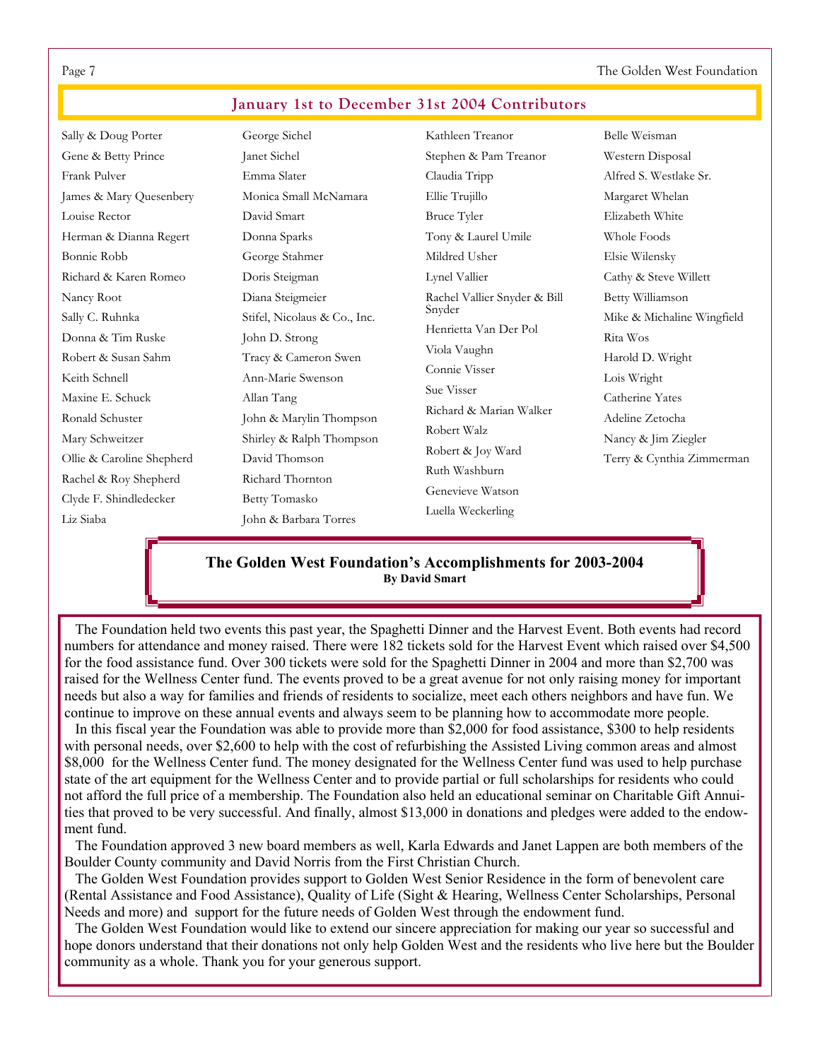## January 1st to December 31st 2004 Contributors

Sally & Doug Porter
Gene & Betty Prince
Frank Pulver
James & Mary Quesenbery
Louise Rector
Herman & Dianna Regert
Bonnie Robb
Richard & Karen Romeo
Nancy Root
Sally C. Ruhnka
Donna & Tim Ruske
Robert & Susan Sahm
Keith Schnell
Maxine E. Schuck
Ronald Schuster
Mary Schweitzer
Ollie & Caroline Shepherd
Rachel & Roy Shepherd
Clyde F. Shindledecker
Liz Siaba
George Sichel
Janet Sichel
Emma Slater
Monica Small McNamara
David Smart
Donna Sparks
George Stahmer
Doris Steigman
Diana Steigmeier
Stifel, Nicolaus & Co., Inc.
John D. Strong
Tracy & Cameron Swen
Ann-Marie Swenson
Allan Tang
John & Marylin Thompson
Shirley & Ralph Thompson
David Thomson
Richard Thornton
Betty Tomasko
John & Barbara Torres
Kathleen Treanor
Stephen & Pam Treanor
Claudia Tripp
Ellie Trujillo
Bruce Tyler
Tony & Laurel Umile
Mildred Usher
Lynel Vallier
Rachel Vallier Snyder & Bill Snyder
Henrietta Van Der Pol
Viola Vaughn
Connie Visser
Sue Visser
Richard & Marian Walker
Robert Walz
Robert & Joy Ward
Ruth Washburn
Genevieve Watson
Luella Weckerling
Belle Weisman
Western Disposal
Alfred S. Westlake Sr.
Margaret Whelan
Elizabeth White
Whole Foods
Elsie Wilensky
Cathy & Steve Willett
Betty Williamson
Mike & Michaline Wingfield
Rita Wos
Harold D. Wright
Lois Wright
Catherine Yates
Adeline Zetocha
Nancy & Jim Ziegler
Terry & Cynthia Zimmerman

## The Golden West Foundation's Accomplishments for 2003-2004

**By David Smart**

The Foundation held two events this past year, the Spaghetti Dinner and the Harvest Event. Both events had record numbers for attendance and money raised. There were 182 tickets sold for the Harvest Event which raised over $4,500 for the food assistance fund. Over 300 tickets were sold for the Spaghetti Dinner in 2004 and more than $2,700 was raised for the Wellness Center fund. The events proved to be a great avenue for not only raising money for important needs but also a way for families and friends of residents to socialize, meet each others neighbors and have fun. We continue to improve on these annual events and always seem to be planning how to accommodate more people.

In this fiscal year the Foundation was able to provide more than $2,000 for food assistance, $300 to help residents with personal needs, over $2,600 to help with the cost of refurbishing the Assisted Living common areas and almost $8,000 for the Wellness Center fund. The money designated for the Wellness Center fund was used to help purchase state of the art equipment for the Wellness Center and to provide partial or full scholarships for residents who could not afford the full price of a membership. The Foundation also held an educational seminar on Charitable Gift Annuities that proved to be very successful. And finally, almost $13,000 in donations and pledges were added to the endowment fund.

The Foundation approved 3 new board members as well, Karla Edwards and Janet Lappen are both members of the Boulder County community and David Norris from the First Christian Church.

The Golden West Foundation provides support to Golden West Senior Residence in the form of benevolent care (Rental Assistance and Food Assistance), Quality of Life (Sight & Hearing, Wellness Center Scholarships, Personal Needs and more) and support for the future needs of Golden West through the endowment fund.

The Golden West Foundation would like to extend our sincere appreciation for making our year so successful and hope donors understand that their donations not only help Golden West and the residents who live here but the Boulder community as a whole. Thank you for your generous support.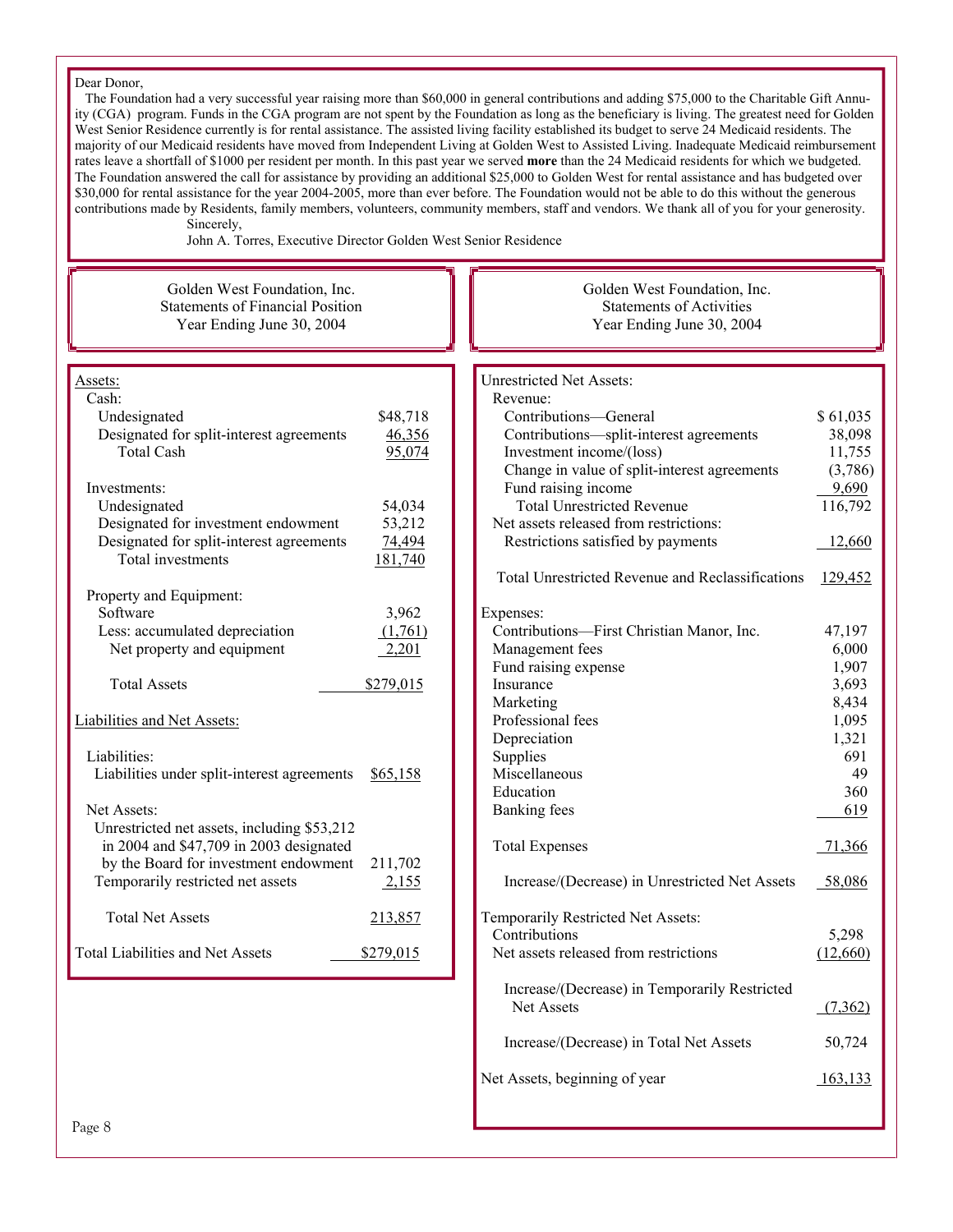Dear Donor,

The Foundation had a very successful year raising more than $60,000 in general contributions and adding $75,000 to the Charitable Gift Annuity (CGA) program. Funds in the CGA program are not spent by the Foundation as long as the beneficiary is living. The greatest need for Golden West Senior Residence currently is for rental assistance. The assisted living facility established its budget to serve 24 Medicaid residents. The majority of our Medicaid residents have moved from Independent Living at Golden West to Assisted Living. Inadequate Medicaid reimbursement rates leave a shortfall of $1000 per resident per month. In this past year we served **more** than the 24 Medicaid residents for which we budgeted. The Foundation answered the call for assistance by providing an additional $25,000 to Golden West for rental assistance and has budgeted over $30,000 for rental assistance for the year 2004-2005, more than ever before. The Foundation would not be able to do this without the generous contributions made by Residents, family members, volunteers, community members, staff and vendors. We thank all of you for your generosity.

Sincerely,

John A. Torres, Executive Director Golden West Senior Residence

## Golden West Foundation, Inc.
## Statements of Financial Position
## Year Ending June 30, 2004

| | |
|---|---|
| **Assets:** | |
| Cash: | |
| Undesignated | $48,718 |
| Designated for split-interest agreements | 46,356 |
| Total Cash | 95,074 |
| Investments: | |
| Undesignated | 54,034 |
| Designated for investment endowment | 53,212 |
| Designated for split-interest agreements | 74,494 |
| Total investments | 181,740 |
| Property and Equipment: | |
| Software | 3,962 |
| Less: accumulated depreciation | (1,761) |
| Net property and equipment | 2,201 |
| Total Assets | $279,015 |
| **Liabilities and Net Assets:** | |
| Liabilities: | |
| Liabilities under split-interest agreements | $65,158 |
| Net Assets: | |
| Unrestricted net assets, including $53,212 in 2004 and $47,709 in 2003 designated by the Board for investment endowment | 211,702 |
| Temporarily restricted net assets | 2,155 |
| Total Net Assets | 213,857 |
| Total Liabilities and Net Assets | $279,015 |

## Golden West Foundation, Inc.
## Statements of Activities
## Year Ending June 30, 2004

| | |
|---|---|
| **Unrestricted Net Assets:** | |
| Revenue: | |
| Contributions—General | $ 61,035 |
| Contributions—split-interest agreements | 38,098 |
| Investment income/(loss) | 11,755 |
| Change in value of split-interest agreements | (3,786) |
| Fund raising income | 9,690 |
| Total Unrestricted Revenue | 116,792 |
| Net assets released from restrictions: | |
| Restrictions satisfied by payments | 12,660 |
| Total Unrestricted Revenue and Reclassifications | 129,452 |
| Expenses: | |
| Contributions—First Christian Manor, Inc. | 47,197 |
| Management fees | 6,000 |
| Fund raising expense | 1,907 |
| Insurance | 3,693 |
| Marketing | 8,434 |
| Professional fees | 1,095 |
| Depreciation | 1,321 |
| Supplies | 691 |
| Miscellaneous | 49 |
| Education | 360 |
| Banking fees | 619 |
| Total Expenses | 71,366 |
| Increase/(Decrease) in Unrestricted Net Assets | 58,086 |
| **Temporarily Restricted Net Assets:** | |
| Contributions | 5,298 |
| Net assets released from restrictions | (12,660) |
| Increase/(Decrease) in Temporarily Restricted Net Assets | (7,362) |
| Increase/(Decrease) in Total Net Assets | 50,724 |
| Net Assets, beginning of year | 163,133 |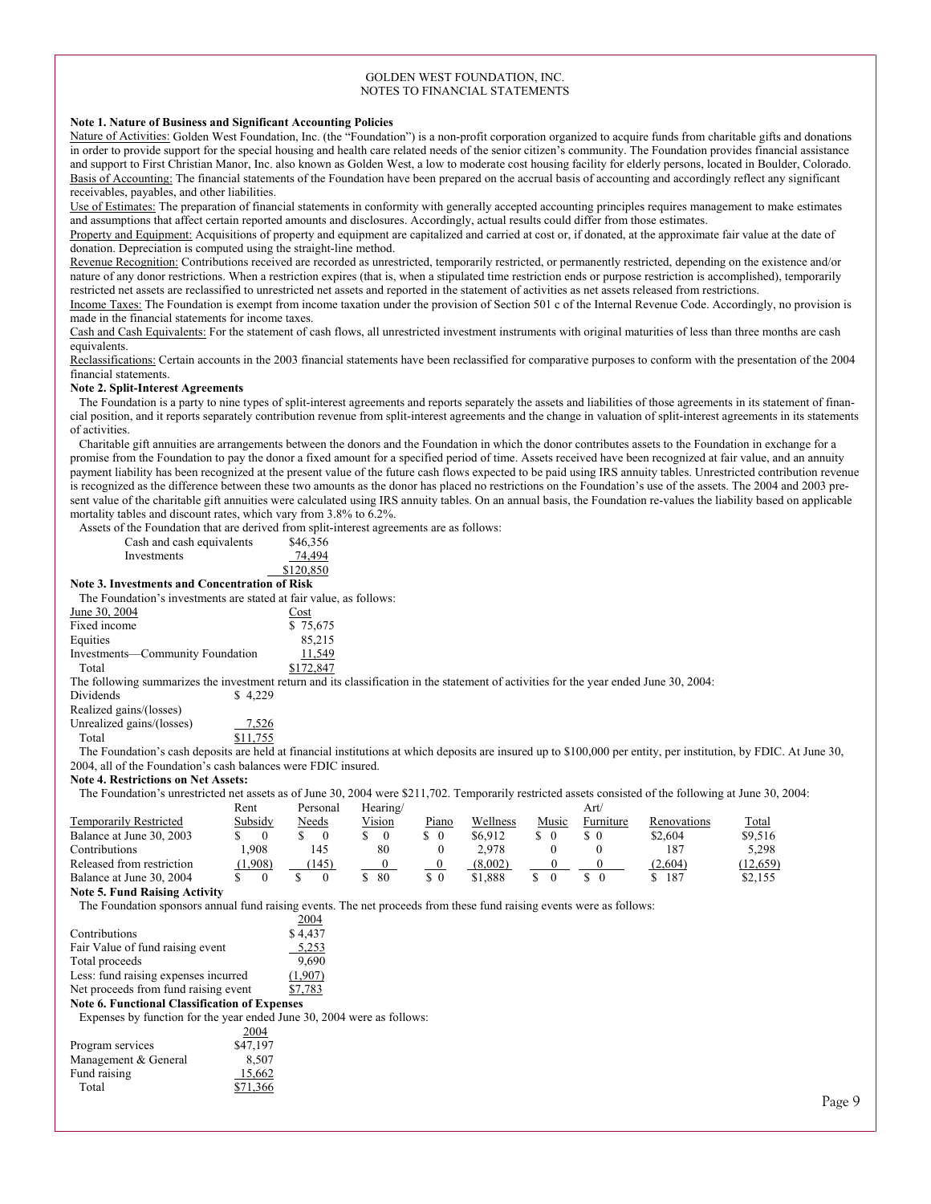GOLDEN WEST FOUNDATION, INC.
NOTES TO FINANCIAL STATEMENTS

**Note 1. Nature of Business and Significant Accounting Policies**

Nature of Activities: Golden West Foundation, Inc. (the "Foundation") is a non-profit corporation organized to acquire funds from charitable gifts and donations in order to provide support for the special housing and health care related needs of the senior citizen's community. The Foundation provides financial assistance and support to First Christian Manor, Inc. also known as Golden West, a low to moderate cost housing facility for elderly persons, located in Boulder, Colorado.

Basis of Accounting: The financial statements of the Foundation have been prepared on the accrual basis of accounting and accordingly reflect any significant receivables, payables, and other liabilities.

Use of Estimates: The preparation of financial statements in conformity with generally accepted accounting principles requires management to make estimates and assumptions that affect certain reported amounts and disclosures. Accordingly, actual results could differ from those estimates.

Property and Equipment: Acquisitions of property and equipment are capitalized and carried at cost or, if donated, at the approximate fair value at the date of donation. Depreciation is computed using the straight-line method.

Revenue Recognition: Contributions received are recorded as unrestricted, temporarily restricted, or permanently restricted, depending on the existence and/or nature of any donor restrictions. When a restriction expires (that is, when a stipulated time restriction ends or purpose restriction is accomplished), temporarily restricted net assets are reclassified to unrestricted net assets and reported in the statement of activities as net assets released from restrictions.

Income Taxes: The Foundation is exempt from income taxation under the provision of Section 501 c of the Internal Revenue Code. Accordingly, no provision is made in the financial statements for income taxes.

Cash and Cash Equivalents: For the statement of cash flows, all unrestricted investment instruments with original maturities of less than three months are cash equivalents.

Reclassifications: Certain accounts in the 2003 financial statements have been reclassified for comparative purposes to conform with the presentation of the 2004 financial statements.

**Note 2. Split-Interest Agreements**

The Foundation is a party to nine types of split-interest agreements and reports separately the assets and liabilities of those agreements in its statement of financial position, and it reports separately contribution revenue from split-interest agreements and the change in valuation of split-interest agreements in its statements of activities.

Charitable gift annuities are arrangements between the donors and the Foundation in which the donor contributes assets to the Foundation in exchange for a promise from the Foundation to pay the donor a fixed amount for a specified period of time. Assets received have been recognized at fair value, and an annuity payment liability has been recognized at the present value of the future cash flows expected to be paid using IRS annuity tables. Unrestricted contribution revenue is recognized as the difference between these two amounts as the donor has placed no restrictions on the Foundation's use of the assets. The 2004 and 2003 present value of the charitable gift annuities were calculated using IRS annuity tables. On an annual basis, the Foundation re-values the liability based on applicable mortality tables and discount rates, which vary from 3.8% to 6.2%.

Assets of the Foundation that are derived from split-interest agreements are as follows:

| | |
|---|---|
| Cash and cash equivalents | $46,356 |
| Investments | 74,494 |
| | $120,850 |

**Note 3. Investments and Concentration of Risk**

The Foundation's investments are stated at fair value, as follows:

| June 30, 2004 | Cost |
|---|---|
| Fixed income | $ 75,675 |
| Equities | 85,215 |
| Investments—Community Foundation | 11,549 |
| Total | $172,847 |

The following summarizes the investment return and its classification in the statement of activities for the year ended June 30, 2004:

| | |
|---|---|
| Dividends | $ 4,229 |
| Realized gains/(losses) | |
| Unrealized gains/(losses) | 7,526 |
| Total | $11,755 |

The Foundation's cash deposits are held at financial institutions at which deposits are insured up to $100,000 per entity, per institution, by FDIC. At June 30, 2004, all of the Foundation's cash balances were FDIC insured.

**Note 4. Restrictions on Net Assets:**

The Foundation's unrestricted net assets as of June 30, 2004 were $211,702. Temporarily restricted assets consisted of the following at June 30, 2004:

| Temporarily Restricted | Rent Subsidy | Personal Needs | Hearing/ Vision | Piano | Wellness | Music | Art/ Furniture | Renovations | Total |
|---|---|---|---|---|---|---|---|---|---|
| Balance at June 30, 2003 | $ 0 | $ 0 | $ 0 | $ 0 | $6,912 | $ 0 | $ 0 | $2,604 | $9,516 |
| Contributions | 1,908 | 145 | 80 | 0 | 2,978 | 0 | 0 | 187 | 5,298 |
| Released from restriction | (1,908) | (145) | 0 | 0 | (8,002) | 0 | 0 | (2,604) | (12,659) |
| Balance at June 30, 2004 | $ 0 | $ 0 | $ 80 | $ 0 | $1,888 | $ 0 | $ 0 | $ 187 | $2,155 |

**Note 5. Fund Raising Activity**

The Foundation sponsors annual fund raising events. The net proceeds from these fund raising events were as follows:

| | 2004 |
|---|---|
| Contributions | $ 4,437 |
| Fair Value of fund raising event | 5,253 |
| Total proceeds | 9,690 |
| Less: fund raising expenses incurred | (1,907) |
| Net proceeds from fund raising event | $7,783 |

**Note 6. Functional Classification of Expenses**

Expenses by function for the year ended June 30, 2004 were as follows:

| | 2004 |
|---|---|
| Program services | $47,197 |
| Management & General | 8,507 |
| Fund raising | 15,662 |
| Total | $71,366 |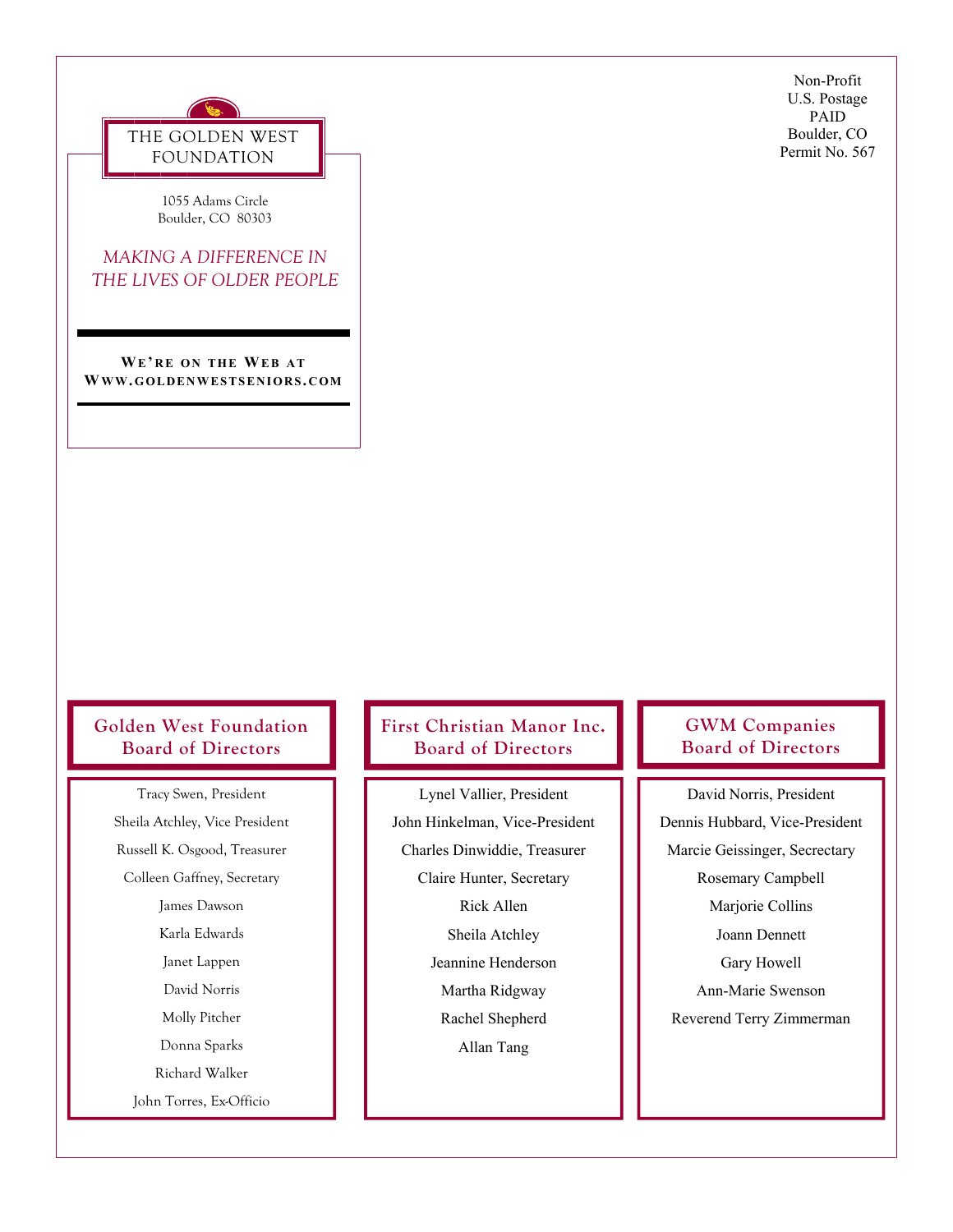Non-Profit
U.S. Postage
PAID
Boulder, CO
Permit No. 567

# THE GOLDEN WEST FOUNDATION

1055 Adams Circle
Boulder, CO 80303

*MAKING A DIFFERENCE IN THE LIVES OF OLDER PEOPLE*

**WE'RE ON THE WEB AT WWW.GOLDENWESTSENIORS.COM**

## Golden West Foundation Board of Directors

Tracy Swen, President
Sheila Atchley, Vice President
Russell K. Osgood, Treasurer
Colleen Gaffney, Secretary
James Dawson
Karla Edwards
Janet Lappen
David Norris
Molly Pitcher
Donna Sparks
Richard Walker
John Torres, Ex-Officio

## First Christian Manor Inc. Board of Directors

Lynel Vallier, President
John Hinkelman, Vice-President
Charles Dinwiddie, Treasurer
Claire Hunter, Secretary
Rick Allen
Sheila Atchley
Jeannine Henderson
Martha Ridgway
Rachel Shepherd
Allan Tang

## GWM Companies Board of Directors

David Norris, President
Dennis Hubbard, Vice-President
Marcie Geissinger, Secrectary
Rosemary Campbell
Marjorie Collins
Joann Dennett
Gary Howell
Ann-Marie Swenson
Reverend Terry Zimmerman